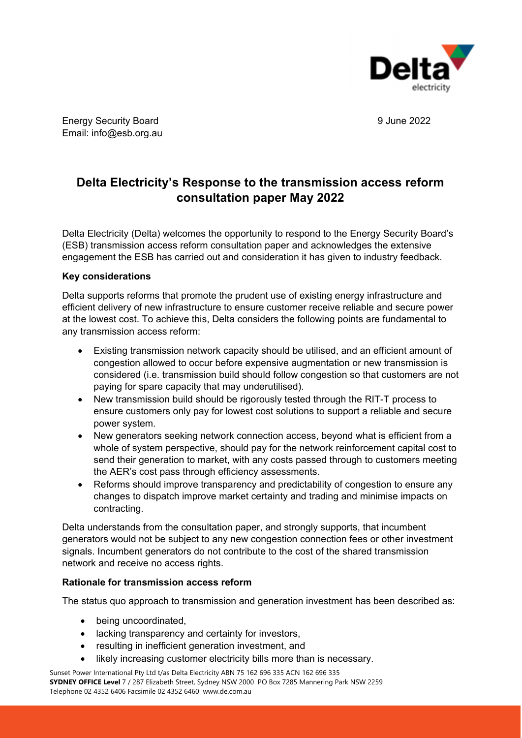Energy Security Board
Email: info@esb.org.au

9 June 2022

# Delta Electricity's Response to the transmission access reform consultation paper May 2022

Delta Electricity (Delta) welcomes the opportunity to respond to the Energy Security Board's (ESB) transmission access reform consultation paper and acknowledges the extensive engagement the ESB has carried out and consideration it has given to industry feedback.

**Key considerations**

Delta supports reforms that promote the prudent use of existing energy infrastructure and efficient delivery of new infrastructure to ensure customer receive reliable and secure power at the lowest cost. To achieve this, Delta considers the following points are fundamental to any transmission access reform:

- Existing transmission network capacity should be utilised, and an efficient amount of congestion allowed to occur before expensive augmentation or new transmission is considered (i.e. transmission build should follow congestion so that customers are not paying for spare capacity that may underutilised).
- New transmission build should be rigorously tested through the RIT-T process to ensure customers only pay for lowest cost solutions to support a reliable and secure power system.
- New generators seeking network connection access, beyond what is efficient from a whole of system perspective, should pay for the network reinforcement capital cost to send their generation to market, with any costs passed through to customers meeting the AER's cost pass through efficiency assessments.
- Reforms should improve transparency and predictability of congestion to ensure any changes to dispatch improve market certainty and trading and minimise impacts on contracting.

Delta understands from the consultation paper, and strongly supports, that incumbent generators would not be subject to any new congestion connection fees or other investment signals. Incumbent generators do not contribute to the cost of the shared transmission network and receive no access rights.

**Rationale for transmission access reform**

The status quo approach to transmission and generation investment has been described as:

- being uncoordinated,
- lacking transparency and certainty for investors,
- resulting in inefficient generation investment, and
- likely increasing customer electricity bills more than is necessary.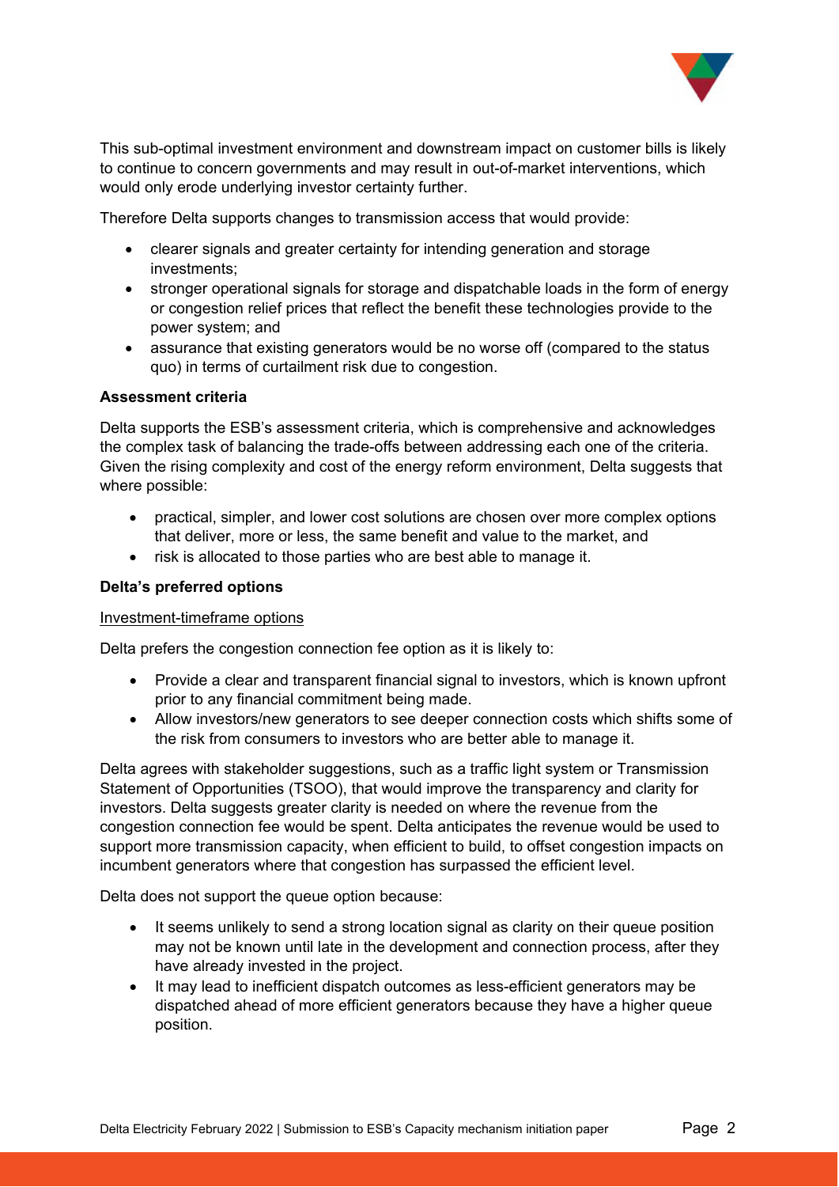This sub-optimal investment environment and downstream impact on customer bills is likely to continue to concern governments and may result in out-of-market interventions, which would only erode underlying investor certainty further.

Therefore Delta supports changes to transmission access that would provide:

- clearer signals and greater certainty for intending generation and storage investments;
- stronger operational signals for storage and dispatchable loads in the form of energy or congestion relief prices that reflect the benefit these technologies provide to the power system; and
- assurance that existing generators would be no worse off (compared to the status quo) in terms of curtailment risk due to congestion.

**Assessment criteria**

Delta supports the ESB's assessment criteria, which is comprehensive and acknowledges the complex task of balancing the trade-offs between addressing each one of the criteria. Given the rising complexity and cost of the energy reform environment, Delta suggests that where possible:

- practical, simpler, and lower cost solutions are chosen over more complex options that deliver, more or less, the same benefit and value to the market, and
- risk is allocated to those parties who are best able to manage it.

**Delta's preferred options**

<u>Investment-timeframe options</u>

Delta prefers the congestion connection fee option as it is likely to:

- Provide a clear and transparent financial signal to investors, which is known upfront prior to any financial commitment being made.
- Allow investors/new generators to see deeper connection costs which shifts some of the risk from consumers to investors who are better able to manage it.

Delta agrees with stakeholder suggestions, such as a traffic light system or Transmission Statement of Opportunities (TSOO), that would improve the transparency and clarity for investors. Delta suggests greater clarity is needed on where the revenue from the congestion connection fee would be spent. Delta anticipates the revenue would be used to support more transmission capacity, when efficient to build, to offset congestion impacts on incumbent generators where that congestion has surpassed the efficient level.

Delta does not support the queue option because:

- It seems unlikely to send a strong location signal as clarity on their queue position may not be known until late in the development and connection process, after they have already invested in the project.
- It may lead to inefficient dispatch outcomes as less-efficient generators may be dispatched ahead of more efficient generators because they have a higher queue position.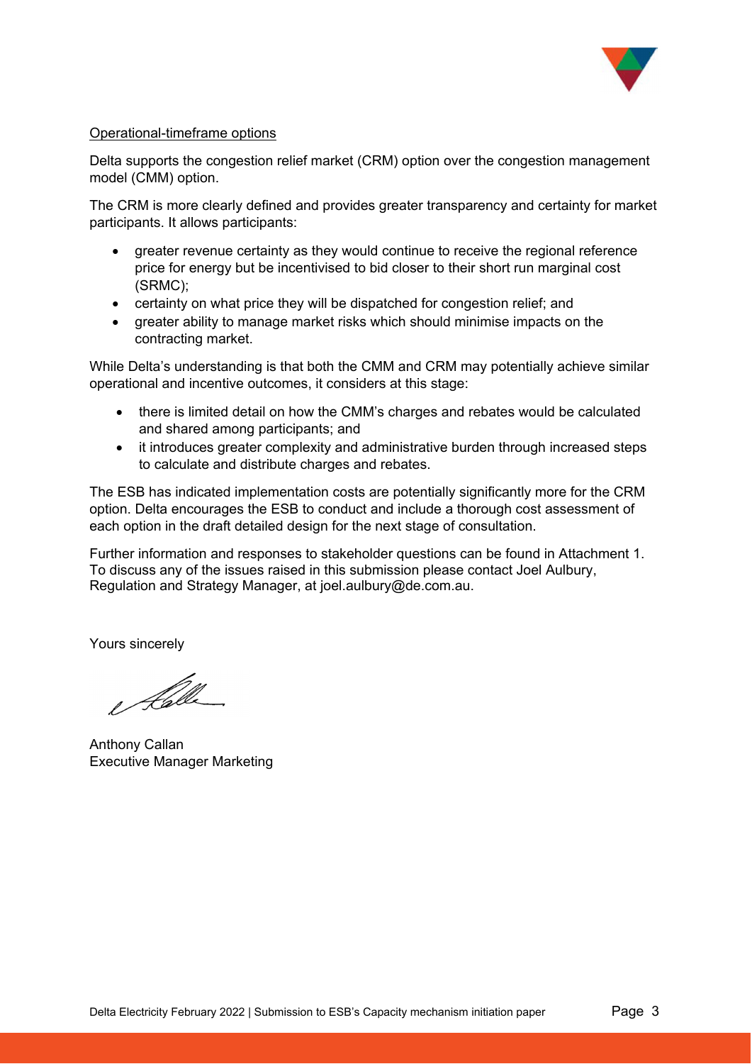Operational-timeframe options

Delta supports the congestion relief market (CRM) option over the congestion management model (CMM) option.

The CRM is more clearly defined and provides greater transparency and certainty for market participants. It allows participants:

- greater revenue certainty as they would continue to receive the regional reference price for energy but be incentivised to bid closer to their short run marginal cost (SRMC);
- certainty on what price they will be dispatched for congestion relief; and
- greater ability to manage market risks which should minimise impacts on the contracting market.

While Delta's understanding is that both the CMM and CRM may potentially achieve similar operational and incentive outcomes, it considers at this stage:

- there is limited detail on how the CMM's charges and rebates would be calculated and shared among participants; and
- it introduces greater complexity and administrative burden through increased steps to calculate and distribute charges and rebates.

The ESB has indicated implementation costs are potentially significantly more for the CRM option. Delta encourages the ESB to conduct and include a thorough cost assessment of each option in the draft detailed design for the next stage of consultation.

Further information and responses to stakeholder questions can be found in Attachment 1. To discuss any of the issues raised in this submission please contact Joel Aulbury, Regulation and Strategy Manager, at joel.aulbury@de.com.au.

Yours sincerely

Anthony Callan
Executive Manager Marketing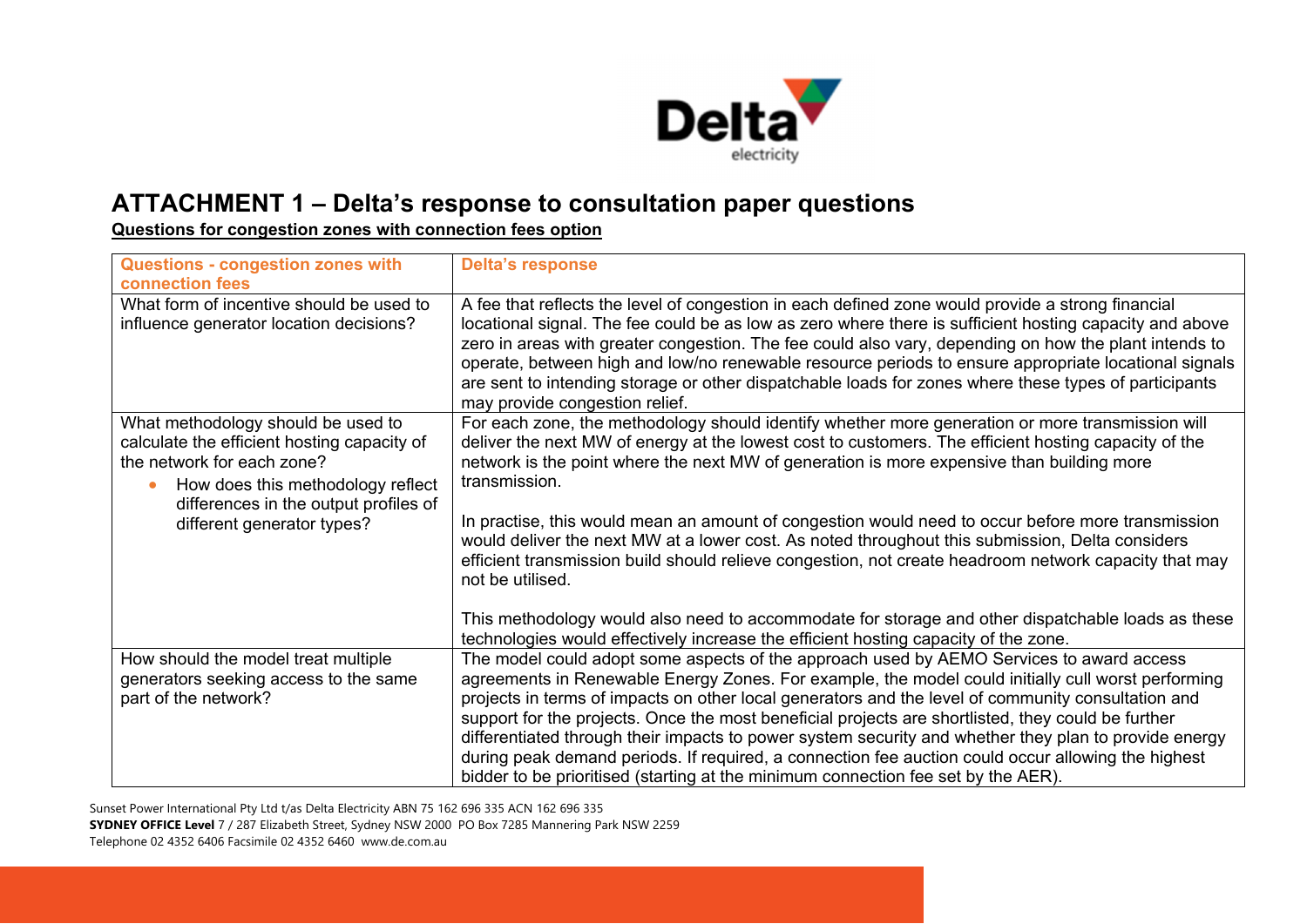# ATTACHMENT 1 – Delta's response to consultation paper questions

**Questions for congestion zones with connection fees option**

| Questions - congestion zones with connection fees | Delta's response |
|---|---|
| What form of incentive should be used to influence generator location decisions? | A fee that reflects the level of congestion in each defined zone would provide a strong financial locational signal. The fee could be as low as zero where there is sufficient hosting capacity and above zero in areas with greater congestion. The fee could also vary, depending on how the plant intends to operate, between high and low/no renewable resource periods to ensure appropriate locational signals are sent to intending storage or other dispatchable loads for zones where these types of participants may provide congestion relief. |
| What methodology should be used to calculate the efficient hosting capacity of the network for each zone?<br>• How does this methodology reflect differences in the output profiles of different generator types? | For each zone, the methodology should identify whether more generation or more transmission will deliver the next MW of energy at the lowest cost to customers. The efficient hosting capacity of the network is the point where the next MW of generation is more expensive than building more transmission.<br><br>In practise, this would mean an amount of congestion would need to occur before more transmission would deliver the next MW at a lower cost. As noted throughout this submission, Delta considers efficient transmission build should relieve congestion, not create headroom network capacity that may not be utilised.<br><br>This methodology would also need to accommodate for storage and other dispatchable loads as these technologies would effectively increase the efficient hosting capacity of the zone. |
| How should the model treat multiple generators seeking access to the same part of the network? | The model could adopt some aspects of the approach used by AEMO Services to award access agreements in Renewable Energy Zones. For example, the model could initially cull worst performing projects in terms of impacts on other local generators and the level of community consultation and support for the projects. Once the most beneficial projects are shortlisted, they could be further differentiated through their impacts to power system security and whether they plan to provide energy during peak demand periods. If required, a connection fee auction could occur allowing the highest bidder to be prioritised (starting at the minimum connection fee set by the AER). |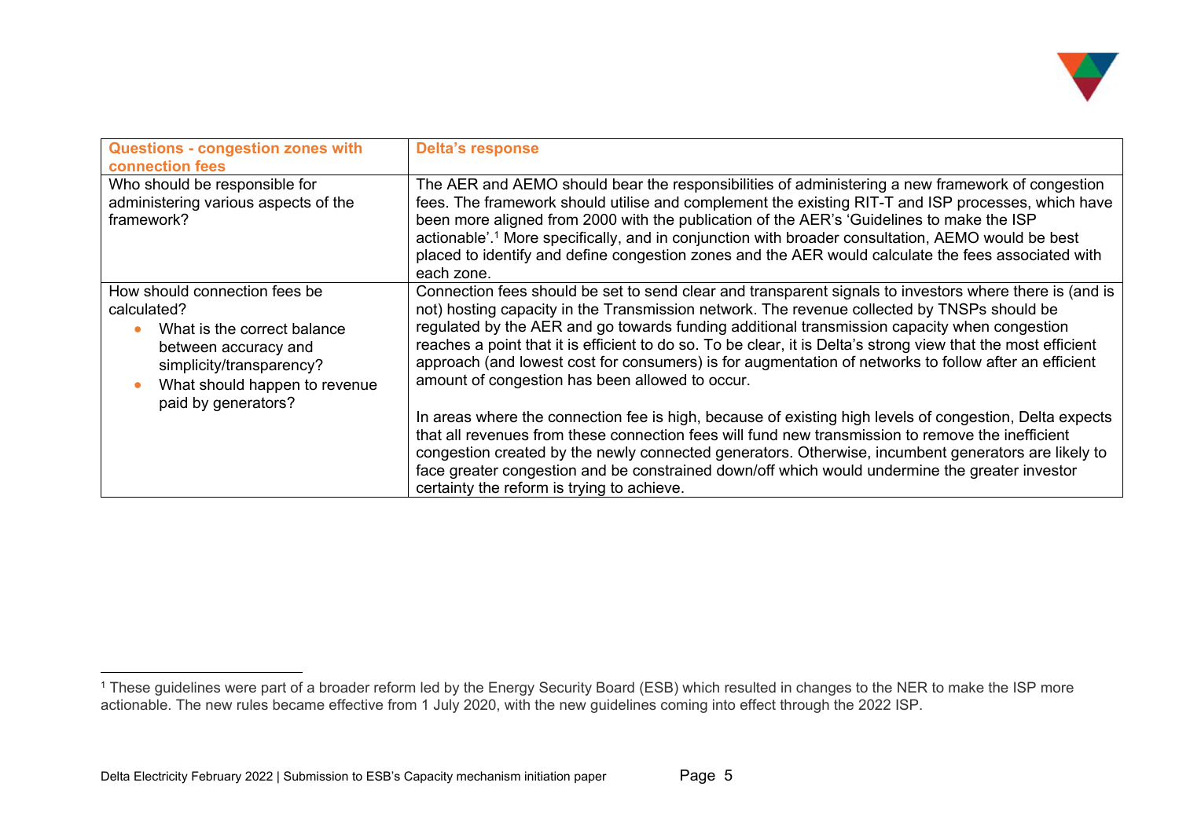| Questions - congestion zones with connection fees | Delta's response |
|---|---|
| Who should be responsible for administering various aspects of the framework? | The AER and AEMO should bear the responsibilities of administering a new framework of congestion fees. The framework should utilise and complement the existing RIT-T and ISP processes, which have been more aligned from 2000 with the publication of the AER's 'Guidelines to make the ISP actionable'.[1] More specifically, and in conjunction with broader consultation, AEMO would be best placed to identify and define congestion zones and the AER would calculate the fees associated with each zone. |
| How should connection fees be calculated?<br>• What is the correct balance between accuracy and simplicity/transparency?<br>• What should happen to revenue paid by generators? | Connection fees should be set to send clear and transparent signals to investors where there is (and is not) hosting capacity in the Transmission network. The revenue collected by TNSPs should be regulated by the AER and go towards funding additional transmission capacity when congestion reaches a point that it is efficient to do so. To be clear, it is Delta's strong view that the most efficient approach (and lowest cost for consumers) is for augmentation of networks to follow after an efficient amount of congestion has been allowed to occur.<br><br>In areas where the connection fee is high, because of existing high levels of congestion, Delta expects that all revenues from these connection fees will fund new transmission to remove the inefficient congestion created by the newly connected generators. Otherwise, incumbent generators are likely to face greater congestion and be constrained down/off which would undermine the greater investor certainty the reform is trying to achieve. |

[1] These guidelines were part of a broader reform led by the Energy Security Board (ESB) which resulted in changes to the NER to make the ISP more actionable. The new rules became effective from 1 July 2020, with the new guidelines coming into effect through the 2022 ISP.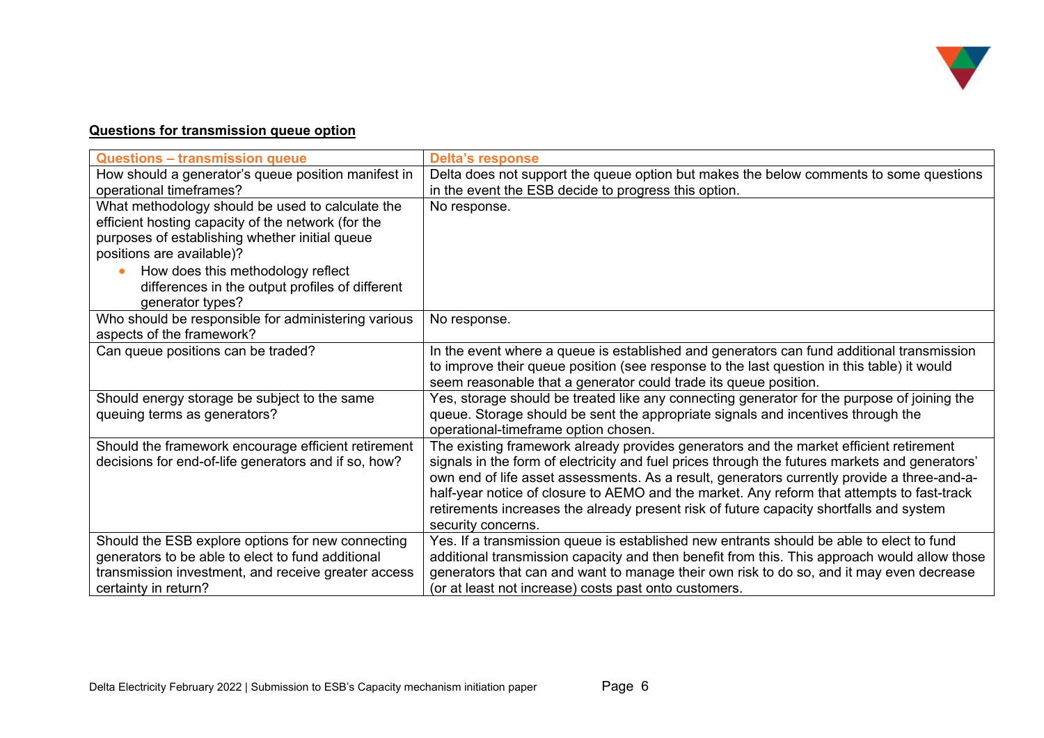**Questions for transmission queue option**

| Questions – transmission queue | Delta's response |
|---|---|
| How should a generator's queue position manifest in operational timeframes? | Delta does not support the queue option but makes the below comments to some questions in the event the ESB decide to progress this option. |
| What methodology should be used to calculate the efficient hosting capacity of the network (for the purposes of establishing whether initial queue positions are available)?<br>• How does this methodology reflect differences in the output profiles of different generator types? | No response. |
| Who should be responsible for administering various aspects of the framework? | No response. |
| Can queue positions can be traded? | In the event where a queue is established and generators can fund additional transmission to improve their queue position (see response to the last question in this table) it would seem reasonable that a generator could trade its queue position. |
| Should energy storage be subject to the same queuing terms as generators? | Yes, storage should be treated like any connecting generator for the purpose of joining the queue. Storage should be sent the appropriate signals and incentives through the operational-timeframe option chosen. |
| Should the framework encourage efficient retirement decisions for end-of-life generators and if so, how? | The existing framework already provides generators and the market efficient retirement signals in the form of electricity and fuel prices through the futures markets and generators' own end of life asset assessments. As a result, generators currently provide a three-and-a-half-year notice of closure to AEMO and the market. Any reform that attempts to fast-track retirements increases the already present risk of future capacity shortfalls and system security concerns. |
| Should the ESB explore options for new connecting generators to be able to elect to fund additional transmission investment, and receive greater access certainty in return? | Yes. If a transmission queue is established new entrants should be able to elect to fund additional transmission capacity and then benefit from this. This approach would allow those generators that can and want to manage their own risk to do so, and it may even decrease (or at least not increase) costs past onto customers. |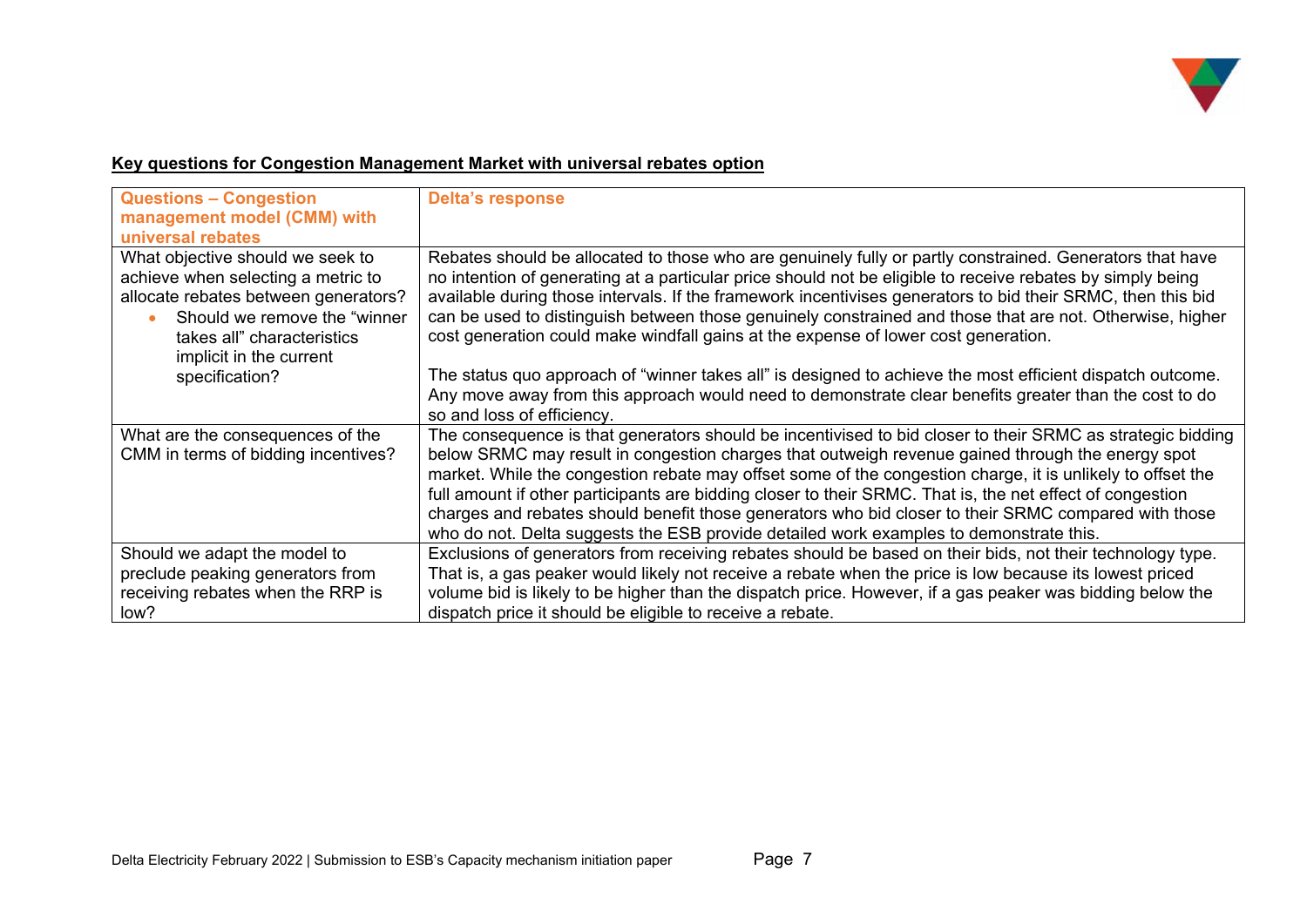**Key questions for Congestion Management Market with universal rebates option**

| Questions – Congestion management model (CMM) with universal rebates | Delta's response |
|---|---|
| What objective should we seek to achieve when selecting a metric to allocate rebates between generators?<br>• Should we remove the "winner takes all" characteristics implicit in the current specification? | Rebates should be allocated to those who are genuinely fully or partly constrained. Generators that have no intention of generating at a particular price should not be eligible to receive rebates by simply being available during those intervals. If the framework incentivises generators to bid their SRMC, then this bid can be used to distinguish between those genuinely constrained and those that are not. Otherwise, higher cost generation could make windfall gains at the expense of lower cost generation.<br><br>The status quo approach of "winner takes all" is designed to achieve the most efficient dispatch outcome. Any move away from this approach would need to demonstrate clear benefits greater than the cost to do so and loss of efficiency. |
| What are the consequences of the CMM in terms of bidding incentives? | The consequence is that generators should be incentivised to bid closer to their SRMC as strategic bidding below SRMC may result in congestion charges that outweigh revenue gained through the energy spot market. While the congestion rebate may offset some of the congestion charge, it is unlikely to offset the full amount if other participants are bidding closer to their SRMC. That is, the net effect of congestion charges and rebates should benefit those generators who bid closer to their SRMC compared with those who do not. Delta suggests the ESB provide detailed work examples to demonstrate this. |
| Should we adapt the model to preclude peaking generators from receiving rebates when the RRP is low? | Exclusions of generators from receiving rebates should be based on their bids, not their technology type. That is, a gas peaker would likely not receive a rebate when the price is low because its lowest priced volume bid is likely to be higher than the dispatch price. However, if a gas peaker was bidding below the dispatch price it should be eligible to receive a rebate. |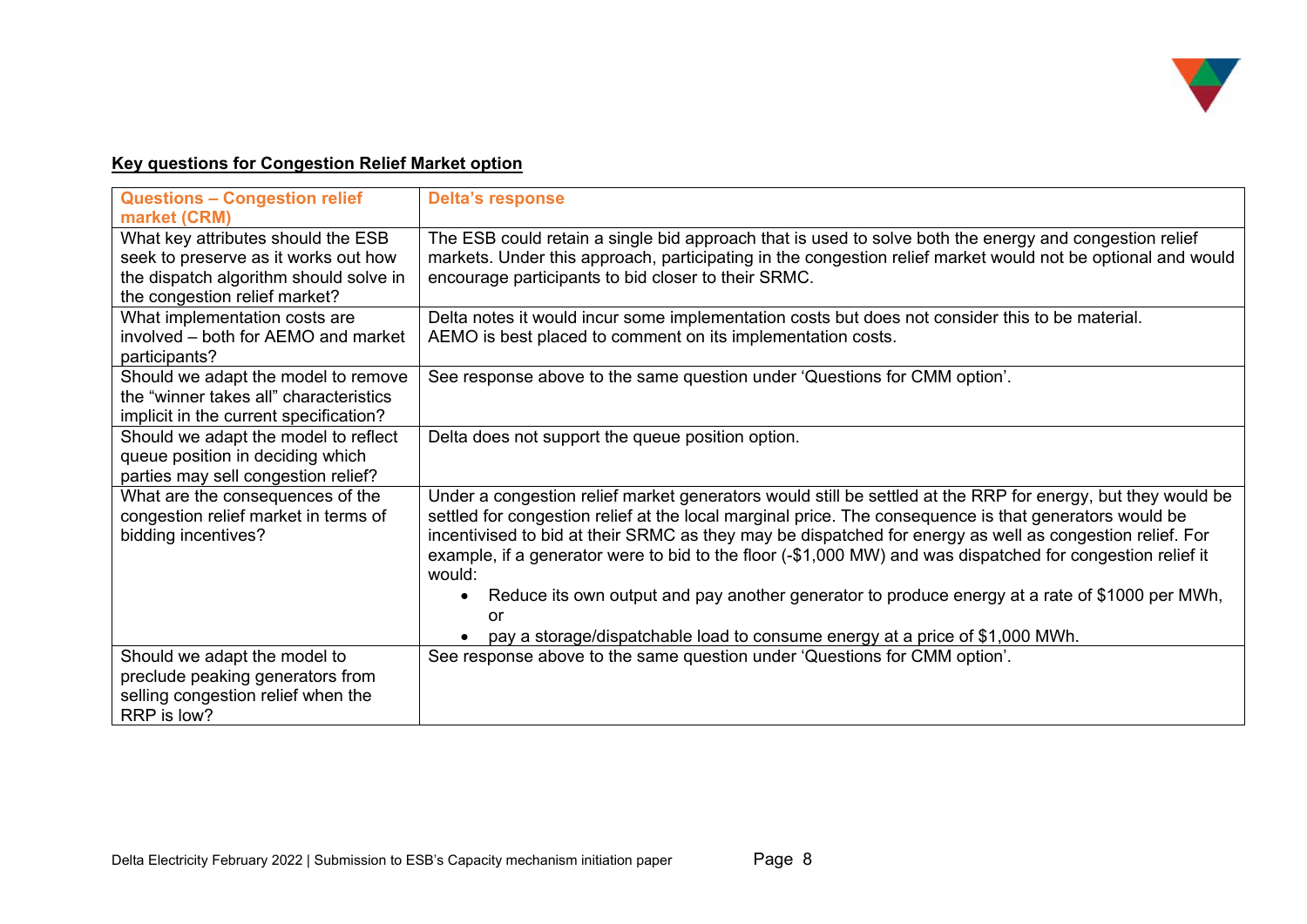**Key questions for Congestion Relief Market option**

| Questions – Congestion relief market (CRM) | Delta's response |
|---|---|
| What key attributes should the ESB seek to preserve as it works out how the dispatch algorithm should solve in the congestion relief market? | The ESB could retain a single bid approach that is used to solve both the energy and congestion relief markets. Under this approach, participating in the congestion relief market would not be optional and would encourage participants to bid closer to their SRMC. |
| What implementation costs are involved – both for AEMO and market participants? | Delta notes it would incur some implementation costs but does not consider this to be material. AEMO is best placed to comment on its implementation costs. |
| Should we adapt the model to remove the "winner takes all" characteristics implicit in the current specification? | See response above to the same question under 'Questions for CMM option'. |
| Should we adapt the model to reflect queue position in deciding which parties may sell congestion relief? | Delta does not support the queue position option. |
| What are the consequences of the congestion relief market in terms of bidding incentives? | Under a congestion relief market generators would still be settled at the RRP for energy, but they would be settled for congestion relief at the local marginal price. The consequence is that generators would be incentivised to bid at their SRMC as they may be dispatched for energy as well as congestion relief. For example, if a generator were to bid to the floor (-$1,000 MW) and was dispatched for congestion relief it would:<br>• Reduce its own output and pay another generator to produce energy at a rate of $1000 per MWh, or<br>• pay a storage/dispatchable load to consume energy at a price of $1,000 MWh. |
| Should we adapt the model to preclude peaking generators from selling congestion relief when the RRP is low? | See response above to the same question under 'Questions for CMM option'. |